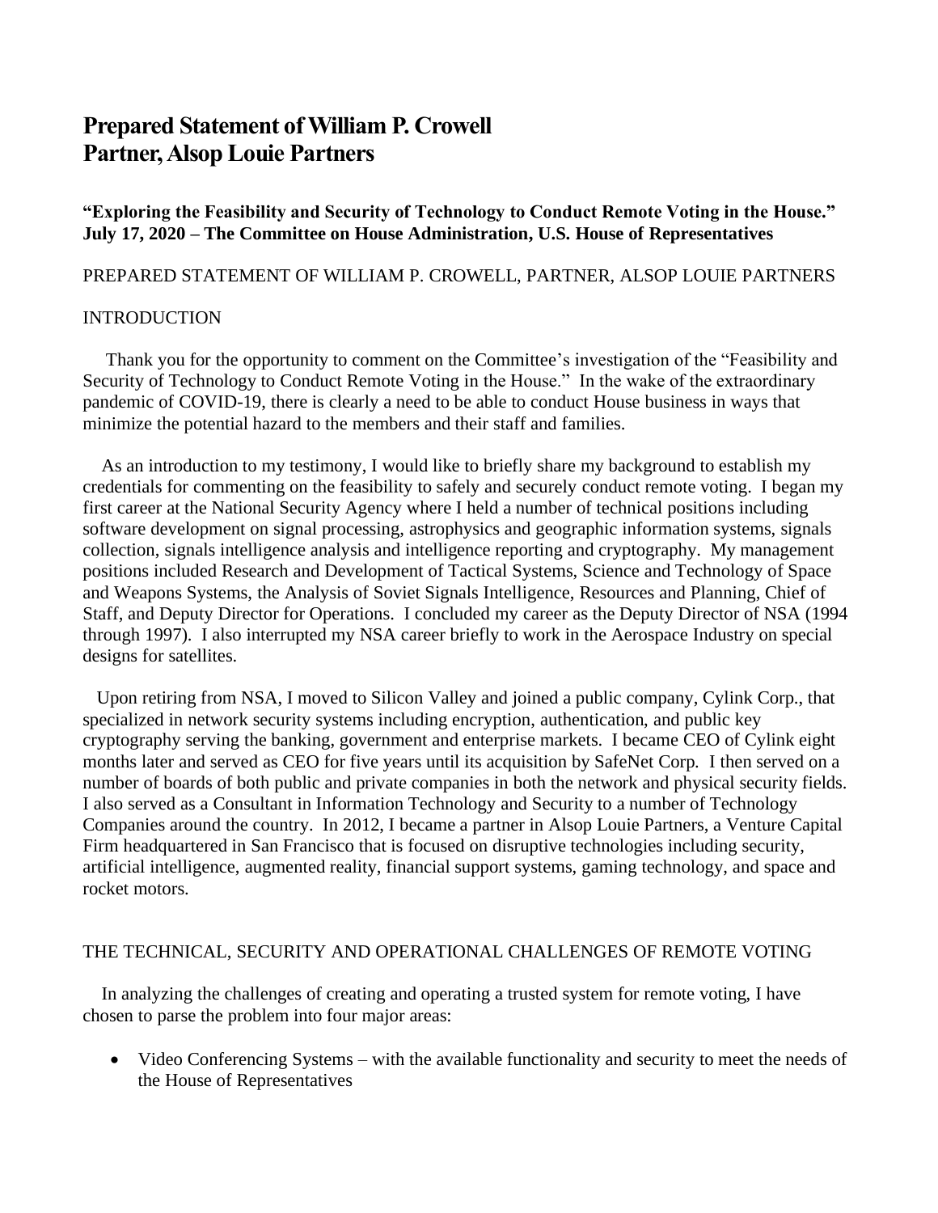# Prepared Statement of William P. Crowell
# Partner, Alsop Louie Partners

**"Exploring the Feasibility and Security of Technology to Conduct Remote Voting in the House." July 17, 2020 – The Committee on House Administration, U.S. House of Representatives**

PREPARED STATEMENT OF WILLIAM P. CROWELL, PARTNER, ALSOP LOUIE PARTNERS

## INTRODUCTION

Thank you for the opportunity to comment on the Committee's investigation of the "Feasibility and Security of Technology to Conduct Remote Voting in the House." In the wake of the extraordinary pandemic of COVID-19, there is clearly a need to be able to conduct House business in ways that minimize the potential hazard to the members and their staff and families.

As an introduction to my testimony, I would like to briefly share my background to establish my credentials for commenting on the feasibility to safely and securely conduct remote voting. I began my first career at the National Security Agency where I held a number of technical positions including software development on signal processing, astrophysics and geographic information systems, signals collection, signals intelligence analysis and intelligence reporting and cryptography. My management positions included Research and Development of Tactical Systems, Science and Technology of Space and Weapons Systems, the Analysis of Soviet Signals Intelligence, Resources and Planning, Chief of Staff, and Deputy Director for Operations. I concluded my career as the Deputy Director of NSA (1994 through 1997). I also interrupted my NSA career briefly to work in the Aerospace Industry on special designs for satellites.

Upon retiring from NSA, I moved to Silicon Valley and joined a public company, Cylink Corp., that specialized in network security systems including encryption, authentication, and public key cryptography serving the banking, government and enterprise markets. I became CEO of Cylink eight months later and served as CEO for five years until its acquisition by SafeNet Corp. I then served on a number of boards of both public and private companies in both the network and physical security fields. I also served as a Consultant in Information Technology and Security to a number of Technology Companies around the country. In 2012, I became a partner in Alsop Louie Partners, a Venture Capital Firm headquartered in San Francisco that is focused on disruptive technologies including security, artificial intelligence, augmented reality, financial support systems, gaming technology, and space and rocket motors.

## THE TECHNICAL, SECURITY AND OPERATIONAL CHALLENGES OF REMOTE VOTING

In analyzing the challenges of creating and operating a trusted system for remote voting, I have chosen to parse the problem into four major areas:

- Video Conferencing Systems – with the available functionality and security to meet the needs of the House of Representatives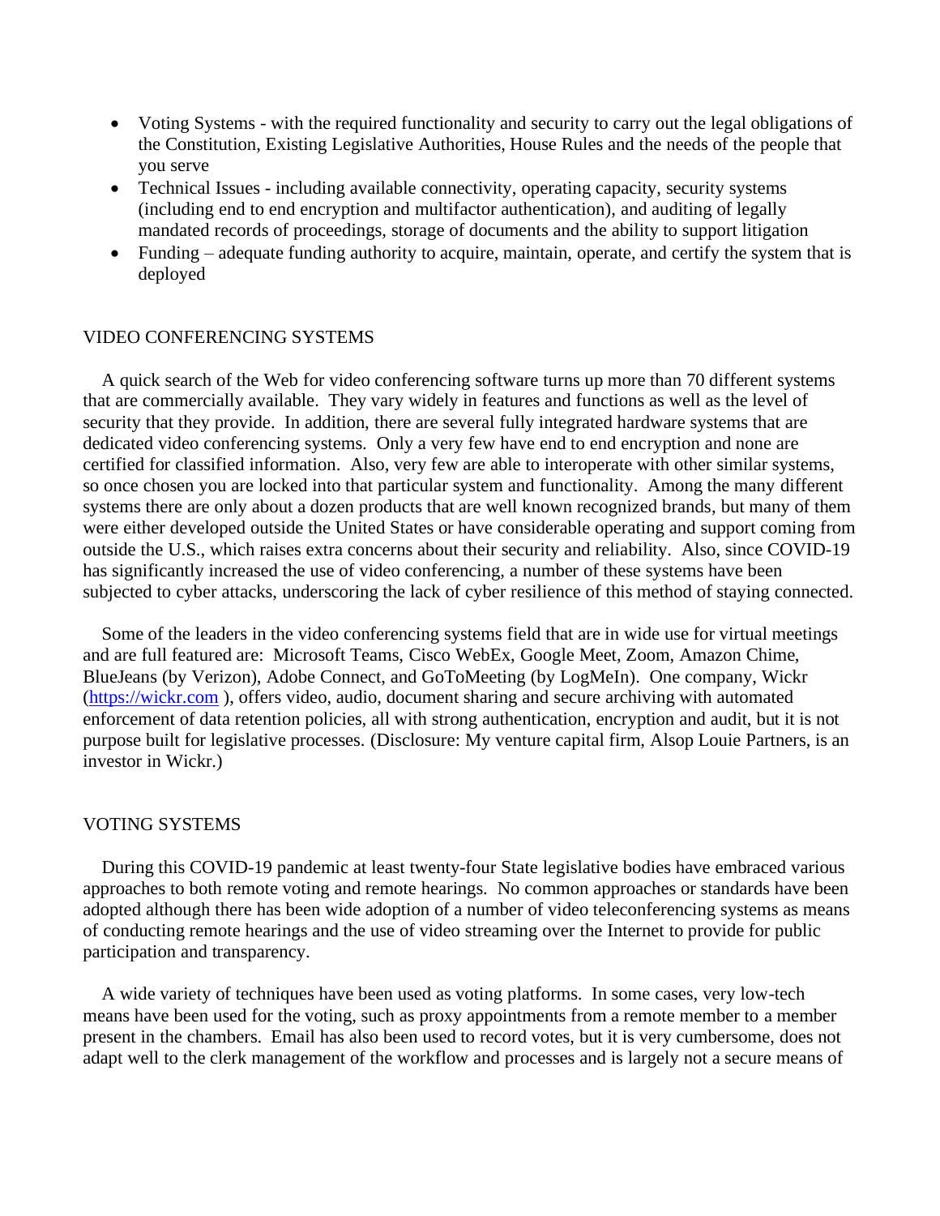- Voting Systems - with the required functionality and security to carry out the legal obligations of the Constitution, Existing Legislative Authorities, House Rules and the needs of the people that you serve
- Technical Issues - including available connectivity, operating capacity, security systems (including end to end encryption and multifactor authentication), and auditing of legally mandated records of proceedings, storage of documents and the ability to support litigation
- Funding – adequate funding authority to acquire, maintain, operate, and certify the system that is deployed

## VIDEO CONFERENCING SYSTEMS

A quick search of the Web for video conferencing software turns up more than 70 different systems that are commercially available. They vary widely in features and functions as well as the level of security that they provide. In addition, there are several fully integrated hardware systems that are dedicated video conferencing systems. Only a very few have end to end encryption and none are certified for classified information. Also, very few are able to interoperate with other similar systems, so once chosen you are locked into that particular system and functionality. Among the many different systems there are only about a dozen products that are well known recognized brands, but many of them were either developed outside the United States or have considerable operating and support coming from outside the U.S., which raises extra concerns about their security and reliability. Also, since COVID-19 has significantly increased the use of video conferencing, a number of these systems have been subjected to cyber attacks, underscoring the lack of cyber resilience of this method of staying connected.

Some of the leaders in the video conferencing systems field that are in wide use for virtual meetings and are full featured are: Microsoft Teams, Cisco WebEx, Google Meet, Zoom, Amazon Chime, BlueJeans (by Verizon), Adobe Connect, and GoToMeeting (by LogMeIn). One company, Wickr ([https://wickr.com](https://wickr.com) ), offers video, audio, document sharing and secure archiving with automated enforcement of data retention policies, all with strong authentication, encryption and audit, but it is not purpose built for legislative processes. (Disclosure: My venture capital firm, Alsop Louie Partners, is an investor in Wickr.)

## VOTING SYSTEMS

During this COVID-19 pandemic at least twenty-four State legislative bodies have embraced various approaches to both remote voting and remote hearings. No common approaches or standards have been adopted although there has been wide adoption of a number of video teleconferencing systems as means of conducting remote hearings and the use of video streaming over the Internet to provide for public participation and transparency.

A wide variety of techniques have been used as voting platforms. In some cases, very low-tech means have been used for the voting, such as proxy appointments from a remote member to a member present in the chambers. Email has also been used to record votes, but it is very cumbersome, does not adapt well to the clerk management of the workflow and processes and is largely not a secure means of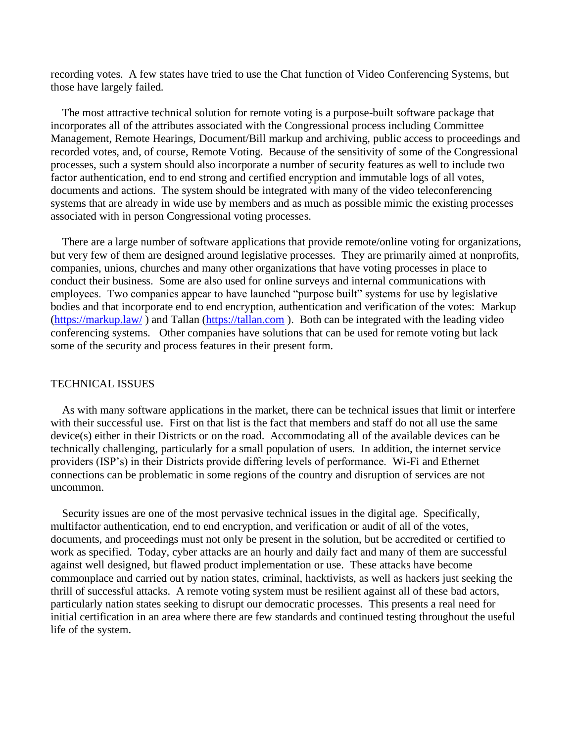recording votes. A few states have tried to use the Chat function of Video Conferencing Systems, but those have largely failed.

The most attractive technical solution for remote voting is a purpose-built software package that incorporates all of the attributes associated with the Congressional process including Committee Management, Remote Hearings, Document/Bill markup and archiving, public access to proceedings and recorded votes, and, of course, Remote Voting. Because of the sensitivity of some of the Congressional processes, such a system should also incorporate a number of security features as well to include two factor authentication, end to end strong and certified encryption and immutable logs of all votes, documents and actions. The system should be integrated with many of the video teleconferencing systems that are already in wide use by members and as much as possible mimic the existing processes associated with in person Congressional voting processes.

There are a large number of software applications that provide remote/online voting for organizations, but very few of them are designed around legislative processes. They are primarily aimed at nonprofits, companies, unions, churches and many other organizations that have voting processes in place to conduct their business. Some are also used for online surveys and internal communications with employees. Two companies appear to have launched "purpose built" systems for use by legislative bodies and that incorporate end to end encryption, authentication and verification of the votes: Markup ([https://markup.law/](https://markup.law/) ) and Tallan ([https://tallan.com](https://tallan.com) ). Both can be integrated with the leading video conferencing systems. Other companies have solutions that can be used for remote voting but lack some of the security and process features in their present form.

## TECHNICAL ISSUES

As with many software applications in the market, there can be technical issues that limit or interfere with their successful use. First on that list is the fact that members and staff do not all use the same device(s) either in their Districts or on the road. Accommodating all of the available devices can be technically challenging, particularly for a small population of users. In addition, the internet service providers (ISP's) in their Districts provide differing levels of performance. Wi-Fi and Ethernet connections can be problematic in some regions of the country and disruption of services are not uncommon.

Security issues are one of the most pervasive technical issues in the digital age. Specifically, multifactor authentication, end to end encryption, and verification or audit of all of the votes, documents, and proceedings must not only be present in the solution, but be accredited or certified to work as specified. Today, cyber attacks are an hourly and daily fact and many of them are successful against well designed, but flawed product implementation or use. These attacks have become commonplace and carried out by nation states, criminal, hacktivists, as well as hackers just seeking the thrill of successful attacks. A remote voting system must be resilient against all of these bad actors, particularly nation states seeking to disrupt our democratic processes. This presents a real need for initial certification in an area where there are few standards and continued testing throughout the useful life of the system.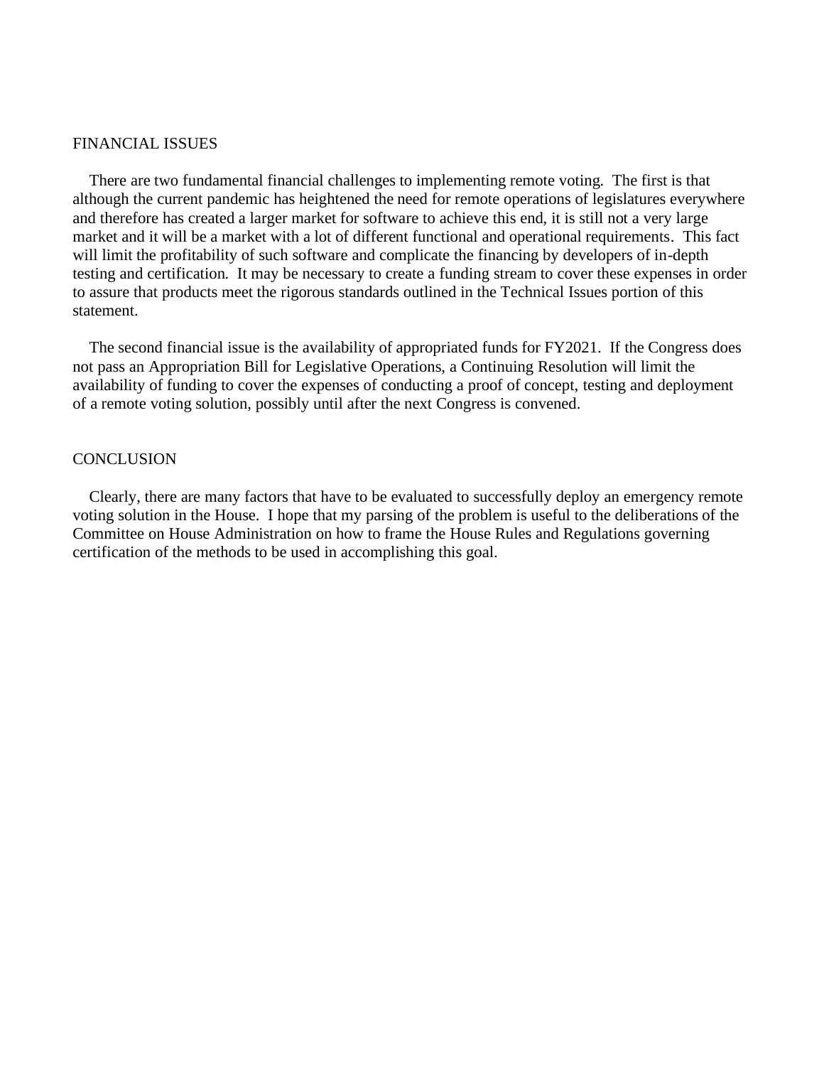## FINANCIAL ISSUES

There are two fundamental financial challenges to implementing remote voting. The first is that although the current pandemic has heightened the need for remote operations of legislatures everywhere and therefore has created a larger market for software to achieve this end, it is still not a very large market and it will be a market with a lot of different functional and operational requirements. This fact will limit the profitability of such software and complicate the financing by developers of in-depth testing and certification. It may be necessary to create a funding stream to cover these expenses in order to assure that products meet the rigorous standards outlined in the Technical Issues portion of this statement.

The second financial issue is the availability of appropriated funds for FY2021. If the Congress does not pass an Appropriation Bill for Legislative Operations, a Continuing Resolution will limit the availability of funding to cover the expenses of conducting a proof of concept, testing and deployment of a remote voting solution, possibly until after the next Congress is convened.

## CONCLUSION

Clearly, there are many factors that have to be evaluated to successfully deploy an emergency remote voting solution in the House. I hope that my parsing of the problem is useful to the deliberations of the Committee on House Administration on how to frame the House Rules and Regulations governing certification of the methods to be used in accomplishing this goal.